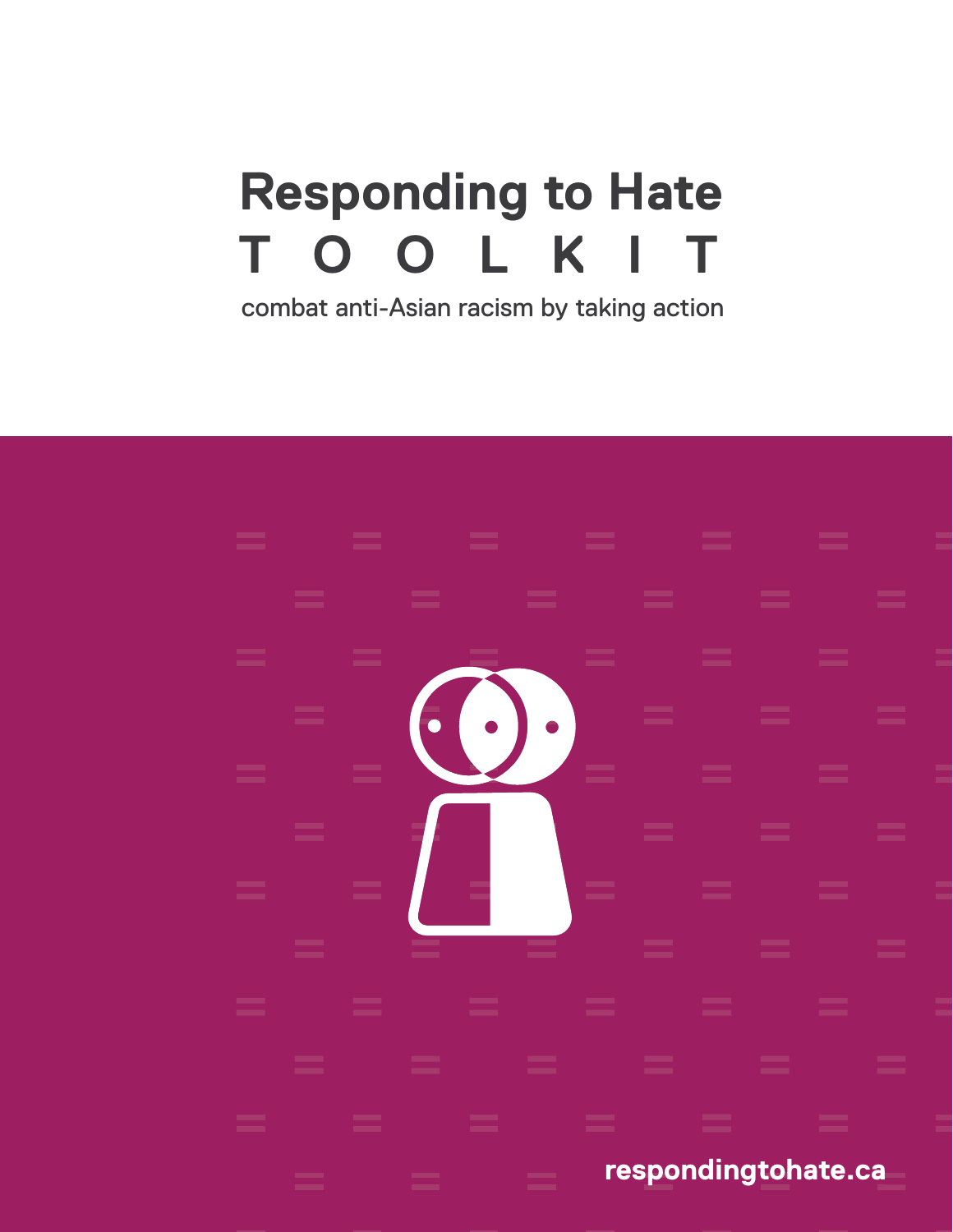# Responding to Hate TOOLKIT

combat anti-Asian racism by taking action

respondingtohate.ca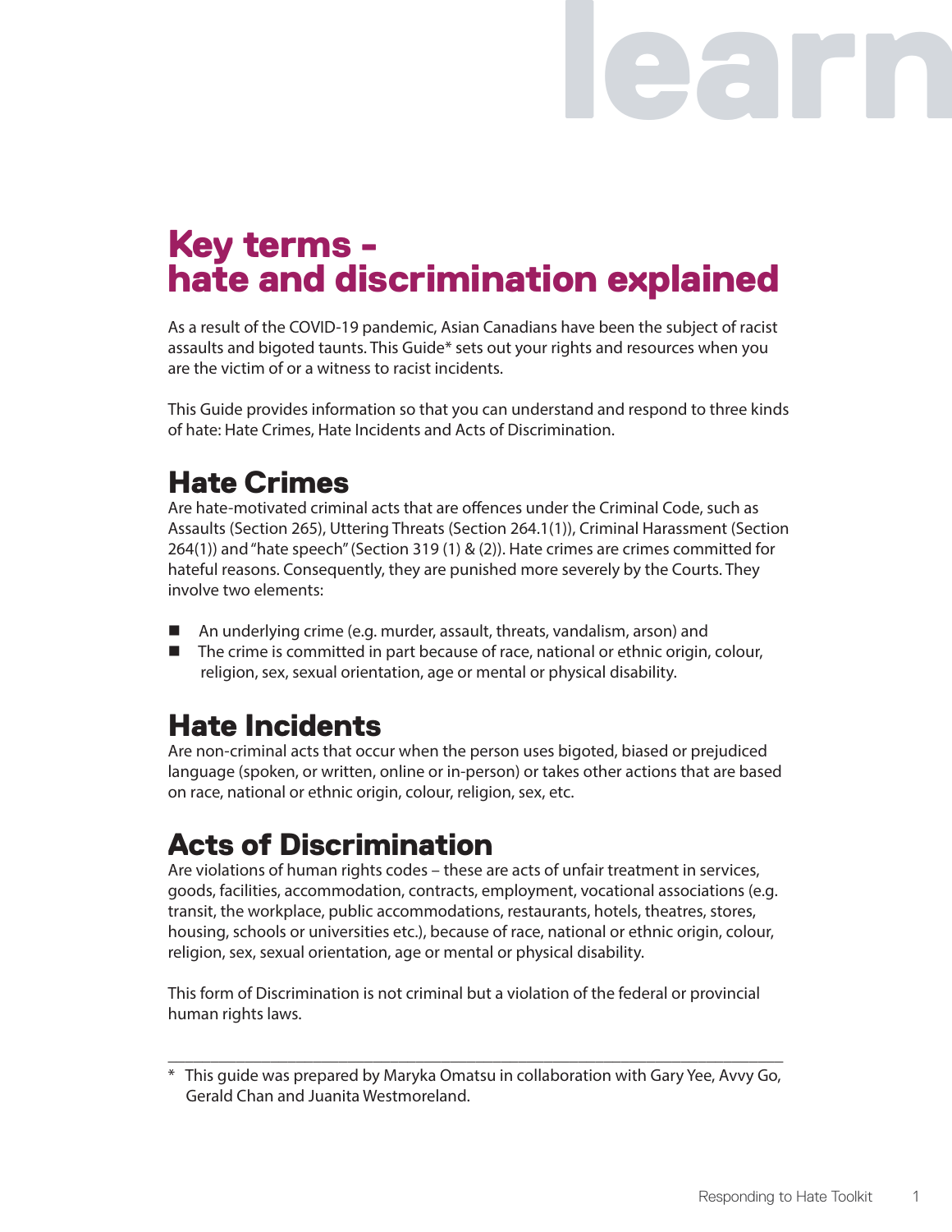# Key terms - hate and discrimination explained

As a result of the COVID-19 pandemic, Asian Canadians have been the subject of racist assaults and bigoted taunts. This Guide* sets out your rights and resources when you are the victim of or a witness to racist incidents.

This Guide provides information so that you can understand and respond to three kinds of hate: Hate Crimes, Hate Incidents and Acts of Discrimination.

## Hate Crimes

Are hate-motivated criminal acts that are offences under the Criminal Code, such as Assaults (Section 265), Uttering Threats (Section 264.1(1)), Criminal Harassment (Section 264(1)) and "hate speech" (Section 319 (1) & (2)). Hate crimes are crimes committed for hateful reasons. Consequently, they are punished more severely by the Courts. They involve two elements:

- An underlying crime (e.g. murder, assault, threats, vandalism, arson) and
- The crime is committed in part because of race, national or ethnic origin, colour, religion, sex, sexual orientation, age or mental or physical disability.

## Hate Incidents

Are non-criminal acts that occur when the person uses bigoted, biased or prejudiced language (spoken, or written, online or in-person) or takes other actions that are based on race, national or ethnic origin, colour, religion, sex, etc.

## Acts of Discrimination

Are violations of human rights codes – these are acts of unfair treatment in services, goods, facilities, accommodation, contracts, employment, vocational associations (e.g. transit, the workplace, public accommodations, restaurants, hotels, theatres, stores, housing, schools or universities etc.), because of race, national or ethnic origin, colour, religion, sex, sexual orientation, age or mental or physical disability.

This form of Discrimination is not criminal but a violation of the federal or provincial human rights laws.

---

\* This guide was prepared by Maryka Omatsu in collaboration with Gary Yee, Avvy Go, Gerald Chan and Juanita Westmoreland.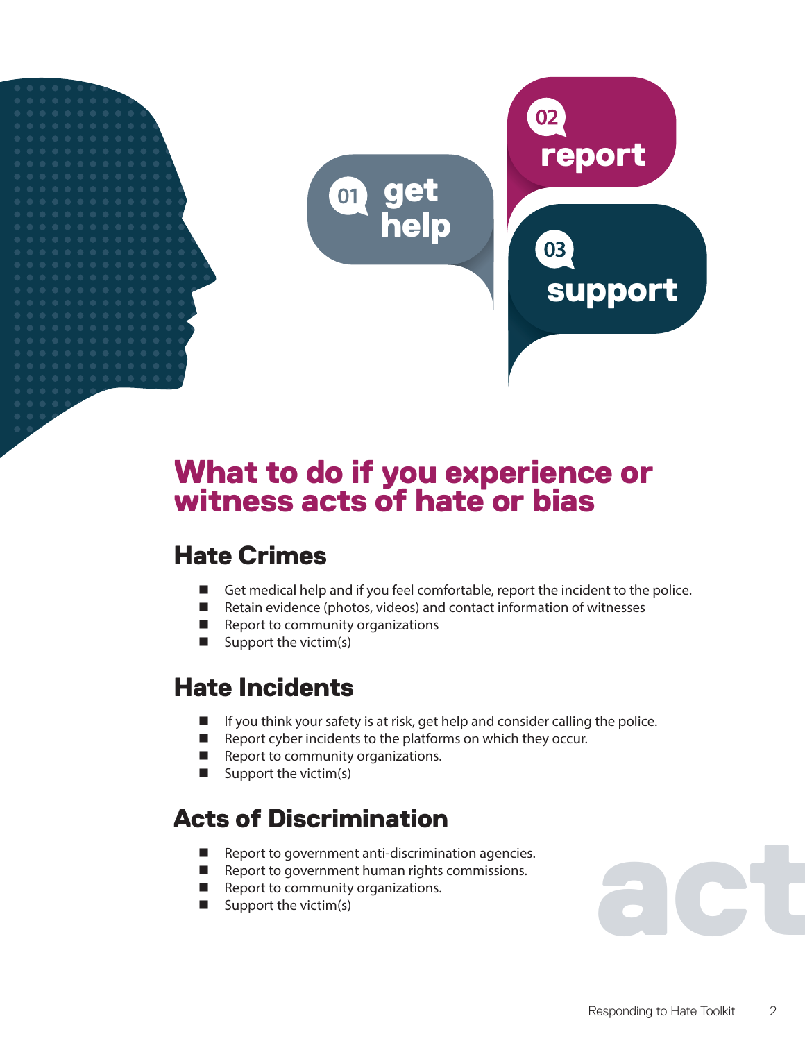01 get help

02 report

03 support

# What to do if you experience or witness acts of hate or bias

## Hate Crimes

- Get medical help and if you feel comfortable, report the incident to the police.
- Retain evidence (photos, videos) and contact information of witnesses
- Report to community organizations
- Support the victim(s)

## Hate Incidents

- If you think your safety is at risk, get help and consider calling the police.
- Report cyber incidents to the platforms on which they occur.
- Report to community organizations.
- Support the victim(s)

## Acts of Discrimination

- Report to government anti-discrimination agencies.
- Report to government human rights commissions.
- Report to community organizations.
- Support the victim(s)

act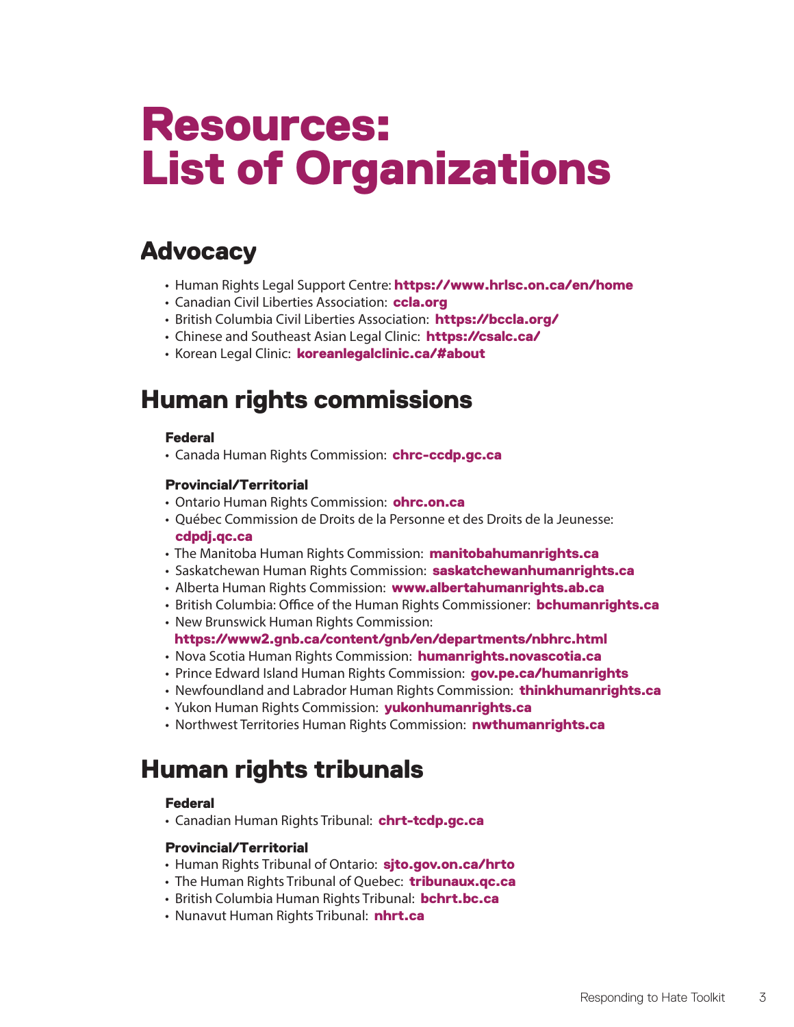# Resources: List of Organizations

## Advocacy

- Human Rights Legal Support Centre: **https://www.hrlsc.on.ca/en/home**
- Canadian Civil Liberties Association: **ccla.org**
- British Columbia Civil Liberties Association: **https://bccla.org/**
- Chinese and Southeast Asian Legal Clinic: **https://csalc.ca/**
- Korean Legal Clinic: **koreanlegalclinic.ca/#about**

## Human rights commissions

### Federal

- Canada Human Rights Commission: **chrc-ccdp.gc.ca**

### Provincial/Territorial

- Ontario Human Rights Commission: **ohrc.on.ca**
- Québec Commission de Droits de la Personne et des Droits de la Jeunesse: **cdpdj.qc.ca**
- The Manitoba Human Rights Commission: **manitobahumanrights.ca**
- Saskatchewan Human Rights Commission: **saskatchewanhumanrights.ca**
- Alberta Human Rights Commission: **www.albertahumanrights.ab.ca**
- British Columbia: Office of the Human Rights Commissioner: **bchumanrights.ca**
- New Brunswick Human Rights Commission: **https://www2.gnb.ca/content/gnb/en/departments/nbhrc.html**
- Nova Scotia Human Rights Commission: **humanrights.novascotia.ca**
- Prince Edward Island Human Rights Commission: **gov.pe.ca/humanrights**
- Newfoundland and Labrador Human Rights Commission: **thinkhumanrights.ca**
- Yukon Human Rights Commission: **yukonhumanrights.ca**
- Northwest Territories Human Rights Commission: **nwthumanrights.ca**

## Human rights tribunals

### Federal

- Canadian Human Rights Tribunal: **chrt-tcdp.gc.ca**

### Provincial/Territorial

- Human Rights Tribunal of Ontario: **sjto.gov.on.ca/hrto**
- The Human Rights Tribunal of Quebec: **tribunaux.qc.ca**
- British Columbia Human Rights Tribunal: **bchrt.bc.ca**
- Nunavut Human Rights Tribunal: **nhrt.ca**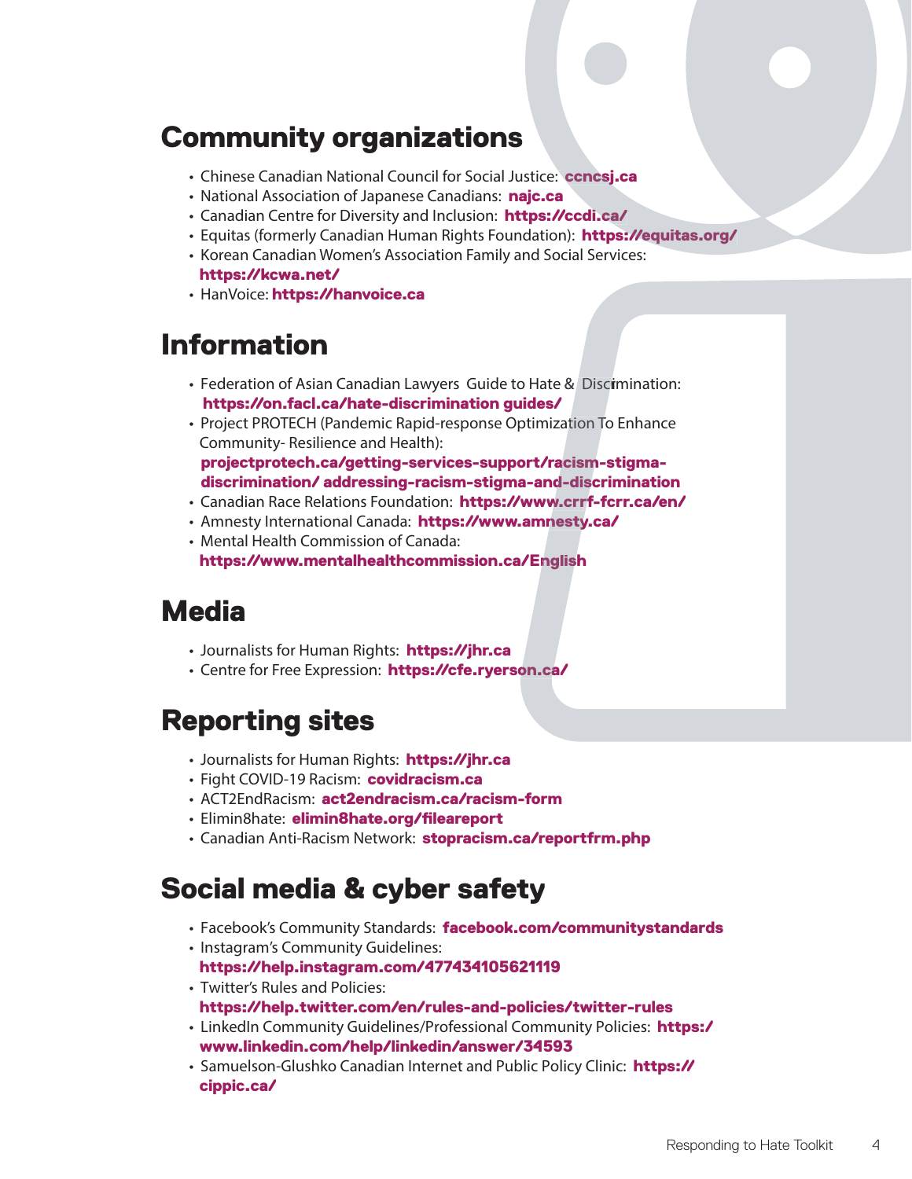## Community organizations

- Chinese Canadian National Council for Social Justice: **ccncsj.ca**
- National Association of Japanese Canadians: **najc.ca**
- Canadian Centre for Diversity and Inclusion: **https://ccdi.ca/**
- Equitas (formerly Canadian Human Rights Foundation): **https://equitas.org/**
- Korean Canadian Women's Association Family and Social Services: **https://kcwa.net/**
- HanVoice: **https://hanvoice.ca**

## Information

- Federation of Asian Canadian Lawyers Guide to Hate & Discrimination: **https://on.facl.ca/hate-discrimination guides/**
- Project PROTECH (Pandemic Rapid-response Optimization To Enhance Community- Resilience and Health): **projectprotech.ca/getting-services-support/racism-stigma-discrimination/ addressing-racism-stigma-and-discrimination**
- Canadian Race Relations Foundation: **https://www.crrf-fcrr.ca/en/**
- Amnesty International Canada: **https://www.amnesty.ca/**
- Mental Health Commission of Canada: **https://www.mentalhealthcommission.ca/English**

## Media

- Journalists for Human Rights: **https://jhr.ca**
- Centre for Free Expression: **https://cfe.ryerson.ca/**

## Reporting sites

- Journalists for Human Rights: **https://jhr.ca**
- Fight COVID-19 Racism: **covidracism.ca**
- ACT2EndRacism: **act2endracism.ca/racism-form**
- Elimin8hate: **elimin8hate.org/filereport**
- Canadian Anti-Racism Network: **stopracism.ca/reportfrm.php**

## Social media & cyber safety

- Facebook's Community Standards: **facebook.com/communitystandards**
- Instagram's Community Guidelines: **https://help.instagram.com/477434105621119**
- Twitter's Rules and Policies: **https://help.twitter.com/en/rules-and-policies/twitter-rules**
- LinkedIn Community Guidelines/Professional Community Policies: **https:/ www.linkedin.com/help/linkedin/answer/34593**
- Samuelson-Glushko Canadian Internet and Public Policy Clinic: **https:// cippic.ca/**